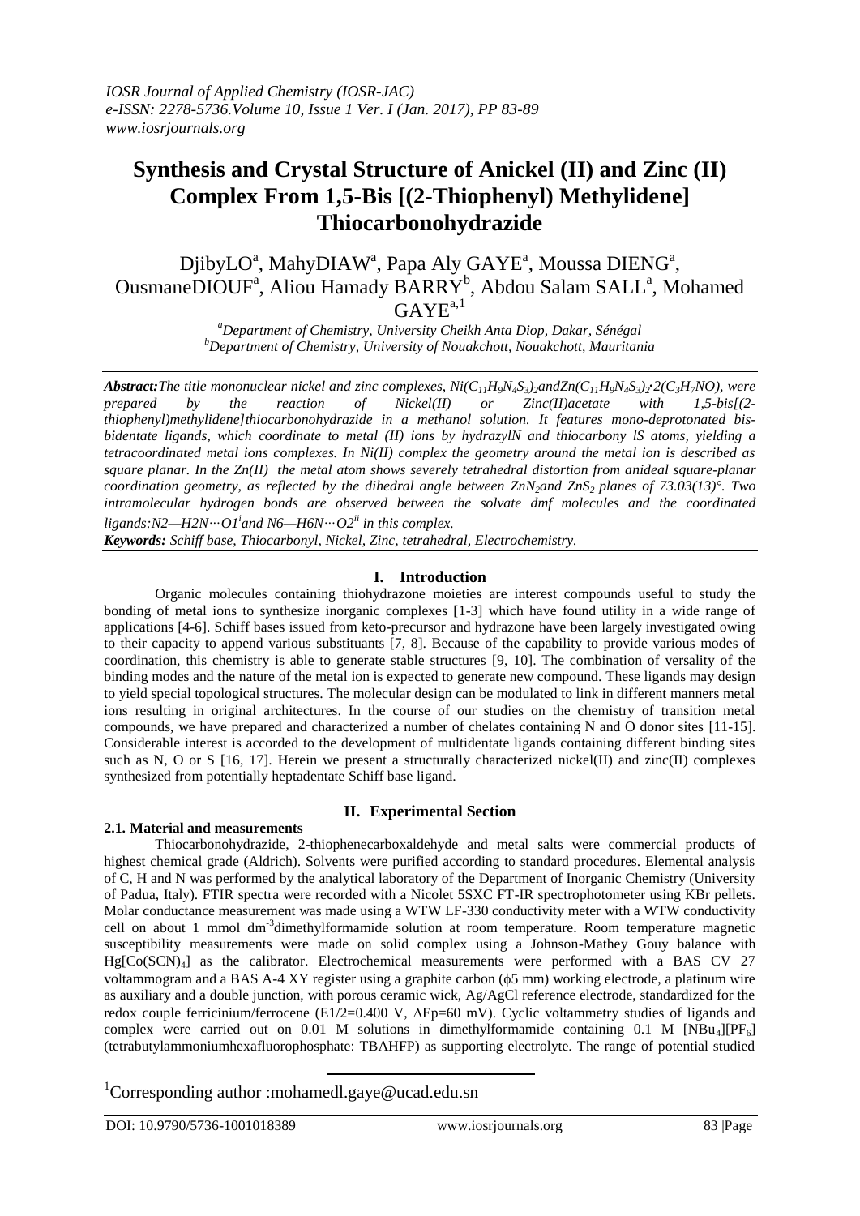# Synthesis and Crystal Structure of Anickel (II) and Zinc (II) Complex From 1,5-Bis [(2-Thiophenyl) Methylidene] Thiocarbonohydrazide

DjibyLO[a], MahyDIAW[a], Papa Aly GAYE[a], Moussa DIENG[a], OusmaneDIOUF[a], Aliou Hamady BARRY[b], Abdou Salam SALL[a], Mohamed GAYE[a,1]

[a]Department of Chemistry, University Cheikh Anta Diop, Dakar, Sénégal
[b]Department of Chemistry, University of Nouakchott, Nouakchott, Mauritania

***Abstract:*** *The title mononuclear nickel and zinc complexes, $Ni(C_{11}H_9N_4S_3)_2$ and $Zn(C_{11}H_9N_4S_3)_2{\cdot}2(C_3H_7NO)$, were prepared by the reaction of Nickel(II) or Zinc(II)acetate with 1,5-bis[(2-thiophenyl)methylidene]thiocarbonohydrazide in a methanol solution. It features mono-deprotonated bis-bidentate ligands, which coordinate to metal (II) ions by hydrazylN and thiocarbony lS atoms, yielding a tetracoordinated metal ions complexes. In Ni(II) complex the geometry around the metal ion is described as square planar. In the Zn(II) the metal atom shows severely tetrahedral distortion from anideal square-planar coordination geometry, as reflected by the dihedral angle between $ZnN_2$ and $ZnS_2$ planes of 73.03(13)°. Two intramolecular hydrogen bonds are observed between the solvate dmf molecules and the coordinated ligands: $N2—H2N\cdots O1^{i}$ and $N6—H6N\cdots O2^{ii}$ in this complex.*

***Keywords:*** *Schiff base, Thiocarbonyl, Nickel, Zinc, tetrahedral, Electrochemistry.*

## I. Introduction

Organic molecules containing thiohydrazone moieties are interest compounds useful to study the bonding of metal ions to synthesize inorganic complexes [1-3] which have found utility in a wide range of applications [4-6]. Schiff bases issued from keto-precursor and hydrazone have been largely investigated owing to their capacity to append various substituants [7, 8]. Because of the capability to provide various modes of coordination, this chemistry is able to generate stable structures [9, 10]. The combination of versality of the binding modes and the nature of the metal ion is expected to generate new compound. These ligands may design to yield special topological structures. The molecular design can be modulated to link in different manners metal ions resulting in original architectures. In the course of our studies on the chemistry of transition metal compounds, we have prepared and characterized a number of chelates containing N and O donor sites [11-15]. Considerable interest is accorded to the development of multidentate ligands containing different binding sites such as N, O or S [16, 17]. Herein we present a structurally characterized nickel(II) and zinc(II) complexes synthesized from potentially heptadentate Schiff base ligand.

## II. Experimental Section

### 2.1. Material and measurements

Thiocarbonohydrazide, 2-thiophenecarboxaldehyde and metal salts were commercial products of highest chemical grade (Aldrich). Solvents were purified according to standard procedures. Elemental analysis of C, H and N was performed by the analytical laboratory of the Department of Inorganic Chemistry (University of Padua, Italy). FTIR spectra were recorded with a Nicolet 5SXC FT-IR spectrophotometer using KBr pellets. Molar conductance measurement was made using a WTW LF-330 conductivity meter with a WTW conductivity cell on about 1 mmol $dm^{-3}$ dimethylformamide solution at room temperature. Room temperature magnetic susceptibility measurements were made on solid complex using a Johnson-Mathey Gouy balance with $Hg[Co(SCN)_4]$ as the calibrator. Electrochemical measurements were performed with a BAS CV 27 voltammogram and a BAS A-4 XY register using a graphite carbon (ϕ5 mm) working electrode, a platinum wire as auxiliary and a double junction, with porous ceramic wick, Ag/AgCl reference electrode, standardized for the redox couple ferricinium/ferrocene ($E1/2=0.400$ V, $\Delta Ep=60$ mV). Cyclic voltammetry studies of ligands and complex were carried out on 0.01 M solutions in dimethylformamide containing 0.1 M $[NBu_4][PF_6]$ (tetrabutylammoniumhexafluorophosphate: TBAHFP) as supporting electrolyte. The range of potential studied

[1]Corresponding author :mohamedl.gaye@ucad.edu.sn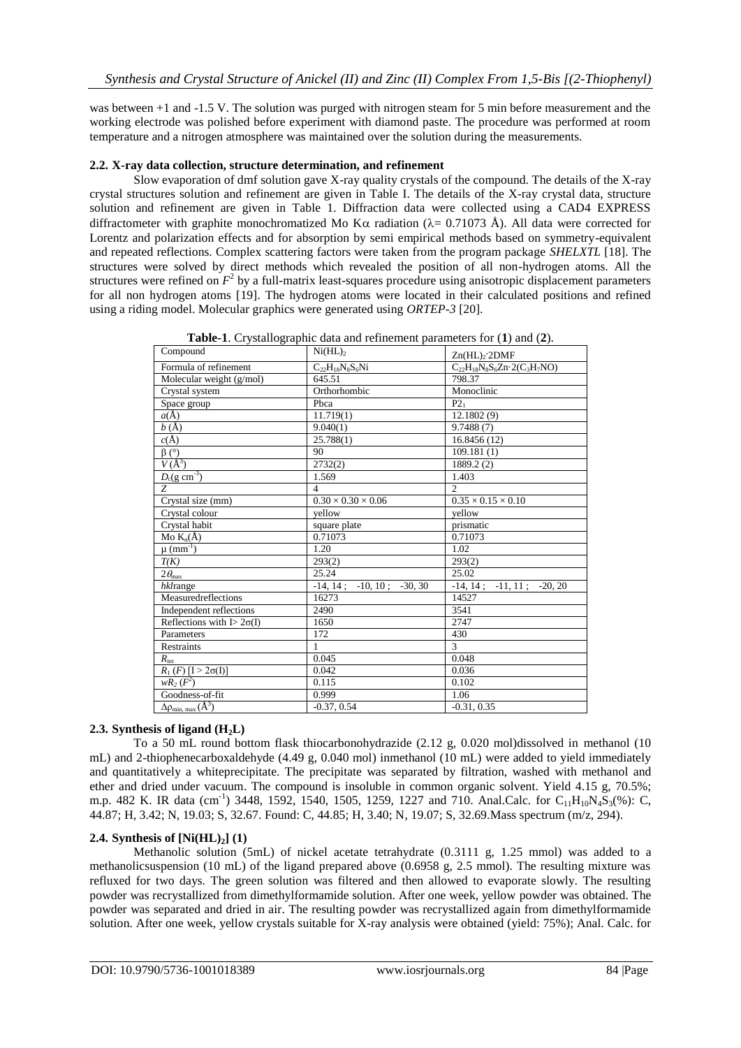was between +1 and -1.5 V. The solution was purged with nitrogen steam for 5 min before measurement and the working electrode was polished before experiment with diamond paste. The procedure was performed at room temperature and a nitrogen atmosphere was maintained over the solution during the measurements.

### 2.2. X-ray data collection, structure determination, and refinement

Slow evaporation of dmf solution gave X-ray quality crystals of the compound. The details of the X-ray crystal structures solution and refinement are given in Table I. The details of the X-ray crystal data, structure solution and refinement are given in Table 1. Diffraction data were collected using a CAD4 EXPRESS diffractometer with graphite monochromatized Mo Kα radiation (λ= 0.71073 Å). All data were corrected for Lorentz and polarization effects and for absorption by semi empirical methods based on symmetry-equivalent and repeated reflections. Complex scattering factors were taken from the program package *SHELXTL* [18]. The structures were solved by direct methods which revealed the position of all non-hydrogen atoms. All the structures were refined on $F^2$ by a full-matrix least-squares procedure using anisotropic displacement parameters for all non hydrogen atoms [19]. The hydrogen atoms were located in their calculated positions and refined using a riding model. Molecular graphics were generated using *ORTEP-3* [20].

**Table-1**. Crystallographic data and refinement parameters for (**1**) and (**2**).

| Compound | $Ni(HL)_2$ | $Zn(HL)_2 \cdot 2DMF$ |
|---|---|---|
| Formula of refinement | $C_{22}H_{18}N_8S_6Ni$ | $C_{22}H_{18}N_8S_6Zn \cdot 2(C_3H_7NO)$ |
| Molecular weight (g/mol) | 645.51 | 798.37 |
| Crystal system | Orthorhombic | Monoclinic |
| Space group | Pbca | $P2_1$ |
| $a$(Å) | 11.719(1) | 12.1802 (9) |
| $b$ (Å) | 9.040(1) | 9.7488 (7) |
| $c$(Å) | 25.788(1) | 16.8456 (12) |
| β (°) | 90 | 109.181 (1) |
| $V$ (Å$^3$) | 2732(2) | 1889.2 (2) |
| $D_c$(g cm$^{-3}$) | 1.569 | 1.403 |
| $Z$ | 4 | 2 |
| Crystal size (mm) | 0.30 × 0.30 × 0.06 | 0.35 × 0.15 × 0.10 |
| Crystal colour | yellow | yellow |
| Crystal habit | square plate | prismatic |
| Mo $K_\alpha$(Å) | 0.71073 | 0.71073 |
| μ (mm$^{-1}$) | 1.20 | 1.02 |
| $T$(K) | 293(2) | 293(2) |
| $2\theta_{max}$ | 25.24 | 25.02 |
| *hkl*range | -14, 14 ; -10, 10 ; -30, 30 | -14, 14 ; -11, 11 ; -20, 20 |
| Measuredreflections | 16273 | 14527 |
| Independent reflections | 2490 | 3541 |
| Reflections with I> 2σ(I) | 1650 | 2747 |
| Parameters | 172 | 430 |
| Restraints | 1 | 3 |
| $R_{int}$ | 0.045 | 0.048 |
| $R_1$ ($F$) [I > 2σ(I)] | 0.042 | 0.036 |
| $wR_2$ ($F^2$) | 0.115 | 0.102 |
| Goodness-of-fit | 0.999 | 1.06 |
| $\Delta\rho_{min, max}$ (Å$^3$) | -0.37, 0.54 | -0.31, 0.35 |

### 2.3. Synthesis of ligand ($H_2L$)

To a 50 mL round bottom flask thiocarbonohydrazide (2.12 g, 0.020 mol)dissolved in methanol (10 mL) and 2-thiophenecarboxaldehyde (4.49 g, 0.040 mol) inmethanol (10 mL) were added to yield immediately and quantitatively a whiteprecipitate. The precipitate was separated by filtration, washed with methanol and ether and dried under vacuum. The compound is insoluble in common organic solvent. Yield 4.15 g, 70.5%; m.p. 482 K. IR data (cm$^{-1}$) 3448, 1592, 1540, 1505, 1259, 1227 and 710. Anal.Calc. for $C_{11}H_{10}N_4S_3$(%): C, 44.87; H, 3.42; N, 19.03; S, 32.67. Found: C, 44.85; H, 3.40; N, 19.07; S, 32.69.Mass spectrum (m/z, 294).

### 2.4. Synthesis of [$Ni(HL)_2$] (1)

Methanolic solution (5mL) of nickel acetate tetrahydrate (0.3111 g, 1.25 mmol) was added to a methanolicsuspension (10 mL) of the ligand prepared above (0.6958 g, 2.5 mmol). The resulting mixture was refluxed for two days. The green solution was filtered and then allowed to evaporate slowly. The resulting powder was recrystallized from dimethylformamide solution. After one week, yellow powder was obtained. The powder was separated and dried in air. The resulting powder was recrystallized again from dimethylformamide solution. After one week, yellow crystals suitable for X-ray analysis were obtained (yield: 75%); Anal. Calc. for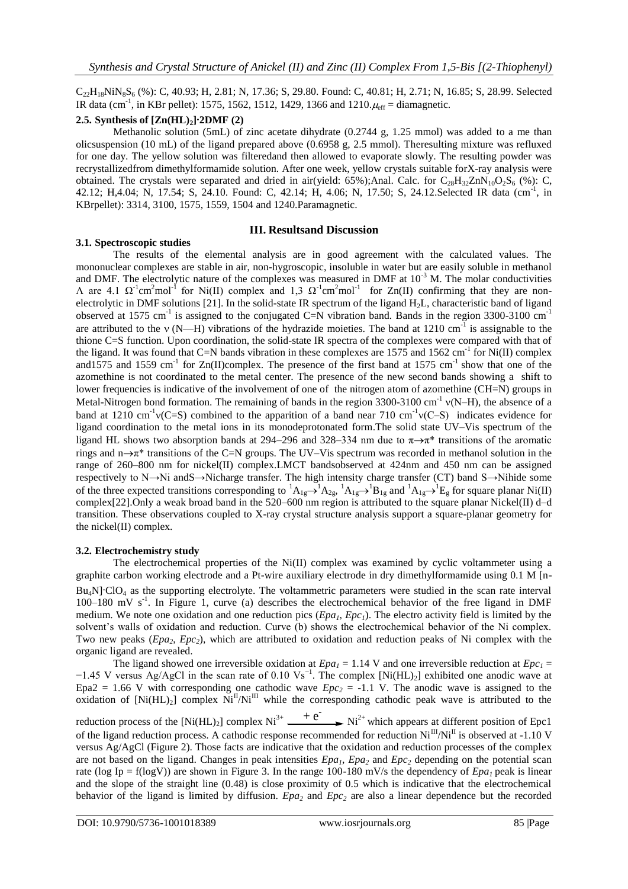$C_{22}H_{18}NiN_8S_6$ (%): C, 40.93; H, 2.81; N, 17.36; S, 29.80. Found: C, 40.81; H, 2.71; N, 16.85; S, 28.99. Selected IR data ($cm^{-1}$, in KBr pellet): 1575, 1562, 1512, 1429, 1366 and 1210.$\mu_{eff}$ = diamagnetic.

### 2.5. Synthesis of $[Zn(HL)_2]·2DMF$ (2)

Methanolic solution (5mL) of zinc acetate dihydrate (0.2744 g, 1.25 mmol) was added to a me than olicsuspension (10 mL) of the ligand prepared above (0.6958 g, 2.5 mmol). Theresulting mixture was refluxed for one day. The yellow solution was filteredand then allowed to evaporate slowly. The resulting powder was recrystallizedfrom dimethylformamide solution. After one week, yellow crystals suitable forX-ray analysis were obtained. The crystals were separated and dried in air(yield: 65%);Anal. Calc. for $C_{28}H_{32}ZnN_{10}O_2S_6$ (%): C, 42.12; H,4.04; N, 17.54; S, 24.10. Found: C, 42.14; H, 4.06; N, 17.50; S, 24.12.Selected IR data ($cm^{-1}$, in KBrpellet): 3314, 3100, 1575, 1559, 1504 and 1240.Paramagnetic.

## III. Resultsand Discussion

### 3.1. Spectroscopic studies

The results of the elemental analysis are in good agreement with the calculated values. The mononuclear complexes are stable in air, non-hygroscopic, insoluble in water but are easily soluble in methanol and DMF. The electrolytic nature of the complexes was measured in DMF at $10^{-3}$ M. The molar conductivities $\Lambda$ are 4.1 $\Omega^{-1}cm^2mol^{-1}$ for Ni(II) complex and 1,3 $\Omega^{-1}cm^2mol^{-1}$ for Zn(II) confirming that they are non-electrolytic in DMF solutions [21]. In the solid-state IR spectrum of the ligand $H_2L$, characteristic band of ligand observed at 1575 $cm^{-1}$ is assigned to the conjugated C=N vibration band. Bands in the region 3300-3100 $cm^{-1}$ are attributed to the $\nu$ (N—H) vibrations of the hydrazide moieties. The band at 1210 $cm^{-1}$ is assignable to the thione C=S function. Upon coordination, the solid-state IR spectra of the complexes were compared with that of the ligand. It was found that C=N bands vibration in these complexes are 1575 and 1562 $cm^{-1}$ for Ni(II) complex and1575 and 1559 $cm^{-1}$ for Zn(II)complex. The presence of the first band at 1575 $cm^{-1}$ show that one of the azomethine is not coordinated to the metal center. The presence of the new second bands showing a shift to lower frequencies is indicative of the involvement of one of the nitrogen atom of azomethine (CH=N) groups in Metal-Nitrogen bond formation. The remaining of bands in the region 3300-3100 $cm^{-1}$ $\nu$(N–H), the absence of a band at 1210 $cm^{-1}$$\nu$(C=S) combined to the apparition of a band near 710 $cm^{-1}$$\nu$(C–S) indicates evidence for ligand coordination to the metal ions in its monodeprotonated form.The solid state UV–Vis spectrum of the ligand HL shows two absorption bands at 294–296 and 328–334 nm due to $\pi\rightarrow\pi^*$ transitions of the aromatic rings and $n\rightarrow\pi^*$ transitions of the C=N groups. The UV–Vis spectrum was recorded in methanol solution in the range of 260–800 nm for nickel(II) complex.LMCT bandsobserved at 424nm and 450 nm can be assigned respectively to N→Ni andS→Nicharge transfer. The high intensity charge transfer (CT) band S→Nihide some of the three expected transitions corresponding to $^1A_{1g}\rightarrow{}^1A_{2g}$, $^1A_{1g}\rightarrow{}^1B_{1g}$ and $^1A_{1g}\rightarrow{}^1E_g$ for square planar Ni(II) complex[22].Only a weak broad band in the 520–600 nm region is attributed to the square planar Nickel(II) d–d transition. These observations coupled to X-ray crystal structure analysis support a square-planar geometry for the nickel(II) complex.

### 3.2. Electrochemistry study

The electrochemical properties of the Ni(II) complex was examined by cyclic voltammeter using a graphite carbon working electrode and a Pt-wire auxiliary electrode in dry dimethylformamide using 0.1 M $[n\text{-}Bu_4N]·ClO_4$ as the supporting electrolyte. The voltammetric parameters were studied in the scan rate interval 100–180 mV $s^{-1}$. In Figure 1, curve (a) describes the electrochemical behavior of the free ligand in DMF medium. We note one oxidation and one reduction pics ($Epa_1$, $Epc_1$). The electro activity field is limited by the solvent's walls of oxidation and reduction. Curve (b) shows the electrochemical behavior of the Ni complex. Two new peaks ($Epa_2$, $Epc_2$), which are attributed to oxidation and reduction peaks of Ni complex with the organic ligand are revealed.

The ligand showed one irreversible oxidation at $Epa_1$ = 1.14 V and one irreversible reduction at $Epc_1$ = −1.45 V versus Ag/AgCl in the scan rate of 0.10 $Vs^{-1}$. The complex $[Ni(HL)_2]$ exhibited one anodic wave at Epa2 = 1.66 V with corresponding one cathodic wave $Epc_2$ = -1.1 V. The anodic wave is assigned to the oxidation of $[Ni(HL)_2]$ complex $Ni^{II}/Ni^{III}$ while the corresponding cathodic peak wave is attributed to the reduction process of the $[Ni(HL)_2]$ complex $Ni^{3+} \xrightarrow{+e^-} Ni^{2+}$ which appears at different position of Epc1 of the ligand reduction process. A cathodic response recommended for reduction $Ni^{III}/Ni^{II}$ is observed at -1.10 V versus Ag/AgCl (Figure 2). Those facts are indicative that the oxidation and reduction processes of the complex are not based on the ligand. Changes in peak intensities $Epa_1$, $Epa_2$ and $Epc_2$ depending on the potential scan rate (log Ip = f(logV)) are shown in Figure 3. In the range 100-180 mV/s the dependency of $Epa_1$ peak is linear and the slope of the straight line (0.48) is close proximity of 0.5 which is indicative that the electrochemical behavior of the ligand is limited by diffusion. $Epa_2$ and $Epc_2$ are also a linear dependence but the recorded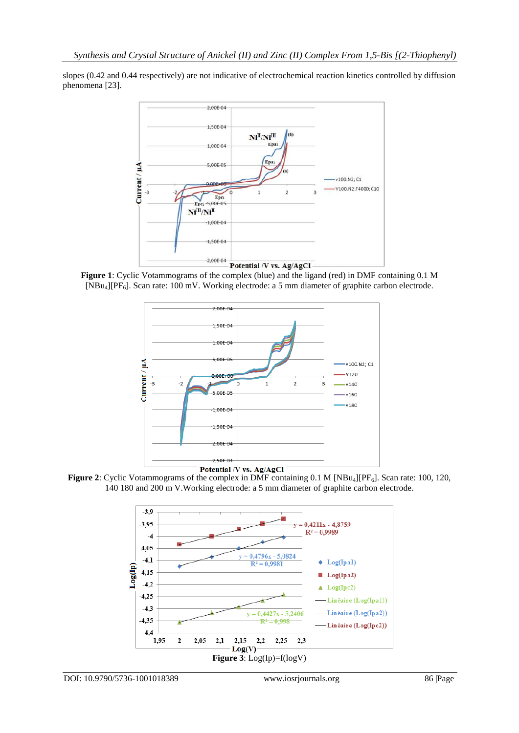slopes (0.42 and 0.44 respectively) are not indicative of electrochemical reaction kinetics controlled by diffusion phenomena [23].

**Figure 1**: Cyclic Votammograms of the complex (blue) and the ligand (red) in DMF containing 0.1 M $[NBu_4][PF_6]$. Scan rate: 100 mV. Working electrode: a 5 mm diameter of graphite carbon electrode.

**Figure 2**: Cyclic Votammograms of the complex in DMF containing 0.1 M $[NBu_4][PF_6]$. Scan rate: 100, 120, 140 180 and 200 m V.Working electrode: a 5 mm diameter of graphite carbon electrode.

**Figure 3**: Log(Ip)=f(logV)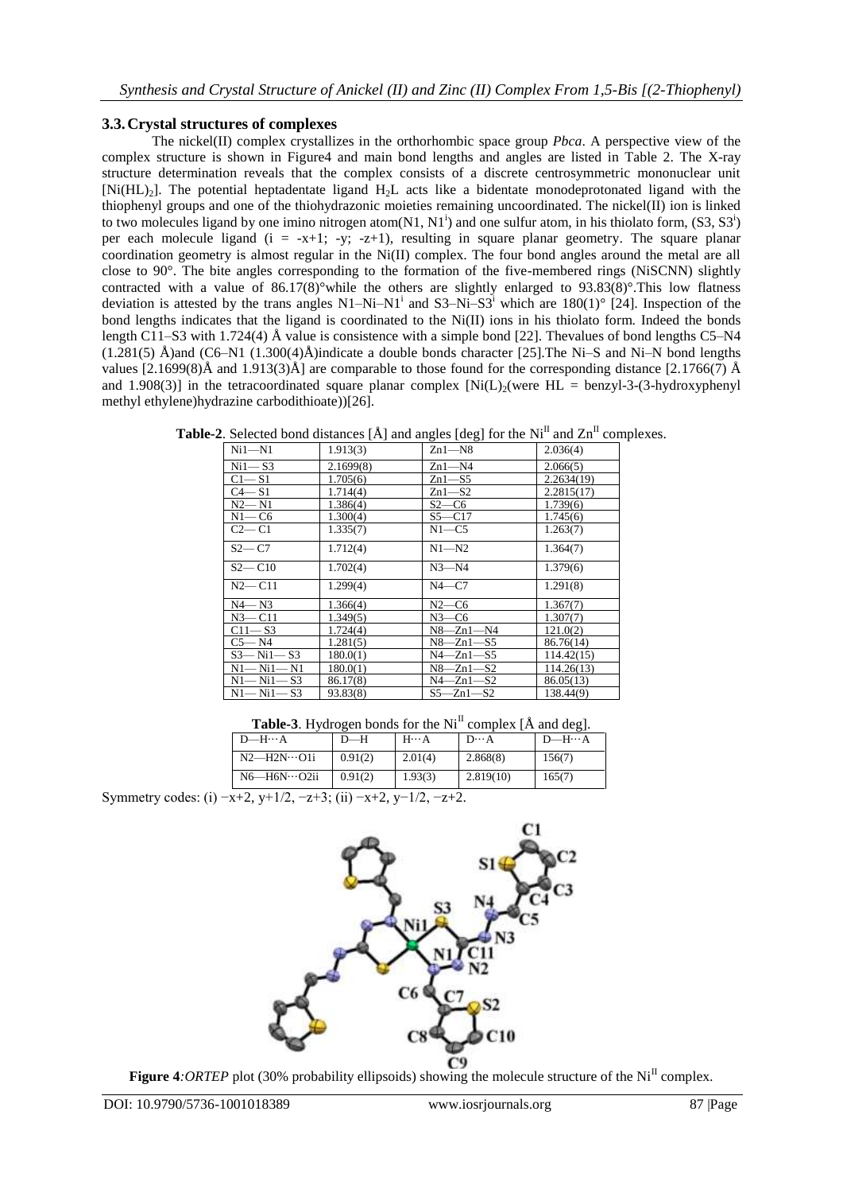## 3.3. Crystal structures of complexes

The nickel(II) complex crystallizes in the orthorhombic space group *Pbca*. A perspective view of the complex structure is shown in Figure4 and main bond lengths and angles are listed in Table 2. The X-ray structure determination reveals that the complex consists of a discrete centrosymmetric mononuclear unit $[Ni(HL)_2]$. The potential heptadentate ligand $H_2L$ acts like a bidentate monodeprotonated ligand with the thiophenyl groups and one of the thiohydrazonic moieties remaining uncoordinated. The nickel(II) ion is linked to two molecules ligand by one imino nitrogen atom($N1$, $N1^i$) and one sulfur atom, in his thiolato form, ($S3$, $S3^i$) per each molecule ligand (i = -x+1; -y; -z+1), resulting in square planar geometry. The square planar coordination geometry is almost regular in the Ni(II) complex. The four bond angles around the metal are all close to 90°. The bite angles corresponding to the formation of the five-membered rings (NiSCNN) slightly contracted with a value of 86.17(8)°while the others are slightly enlarged to 93.83(8)°.This low flatness deviation is attested by the trans angles N1–Ni–N1$^i$ and S3–Ni–S3$^i$ which are 180(1)° [24]. Inspection of the bond lengths indicates that the ligand is coordinated to the Ni(II) ions in his thiolato form. Indeed the bonds length C11–S3 with 1.724(4) Å value is consistence with a simple bond [22]. Thevalues of bond lengths C5–N4 (1.281(5) Å)and (C6–N1 (1.300(4)Å)indicate a double bonds character [25].The Ni–S and Ni–N bond lengths values [2.1699(8)Å and 1.913(3)Å] are comparable to those found for the corresponding distance [2.1766(7) Å and 1.908(3)] in the tetracoordinated square planar complex $[Ni(L)_2$(were HL = benzyl-3-(3-hydroxyphenyl methyl ethylene)hydrazine carbodithioate)][26].

**Table-2**. Selected bond distances [Å] and angles [deg] for the $Ni^{II}$ and $Zn^{II}$ complexes.

| | | | |
|---|---|---|---|
| Ni1—N1 | 1.913(3) | Zn1—N8 | 2.036(4) |
| Ni1— S3 | 2.1699(8) | Zn1—N4 | 2.066(5) |
| C1— S1 | 1.705(6) | Zn1—S5 | 2.2634(19) |
| C4— S1 | 1.714(4) | Zn1—S2 | 2.2815(17) |
| N2— N1 | 1.386(4) | S2—C6 | 1.739(6) |
| N1— C6 | 1.300(4) | S5—C17 | 1.745(6) |
| C2— C1 | 1.335(7) | N1—C5 | 1.263(7) |
| S2— C7 | 1.712(4) | N1—N2 | 1.364(7) |
| S2— C10 | 1.702(4) | N3—N4 | 1.379(6) |
| N2— C11 | 1.299(4) | N4—C7 | 1.291(8) |
| N4— N3 | 1.366(4) | N2—C6 | 1.367(7) |
| N3— C11 | 1.349(5) | N3—C6 | 1.307(7) |
| C11— S3 | 1.724(4) | N8—Zn1—N4 | 121.0(2) |
| C5— N4 | 1.281(5) | N8—Zn1—S5 | 86.76(14) |
| S3— Ni1— S3 | 180.0(1) | N4—Zn1—S5 | 114.42(15) |
| N1— Ni1— N1 | 180.0(1) | N8—Zn1—S2 | 114.26(13) |
| N1— Ni1— S3 | 86.17(8) | N4—Zn1—S2 | 86.05(13) |
| N1— Ni1— S3 | 93.83(8) | S5—Zn1—S2 | 138.44(9) |

**Table-3**. Hydrogen bonds for the $Ni^{II}$ complex [Å and deg].

| D—H···A | D—H | H···A | D···A | D—H···A |
|---|---|---|---|---|
| N2—H2N···O1i | 0.91(2) | 2.01(4) | 2.868(8) | 156(7) |
| N6—H6N···O2ii | 0.91(2) | 1.93(3) | 2.819(10) | 165(7) |

Symmetry codes: (i) −x+2, y+1/2, −z+3; (ii) −x+2, y−1/2, −z+2.

**Figure 4**:*ORTEP* plot (30% probability ellipsoids) showing the molecule structure of the $Ni^{II}$ complex.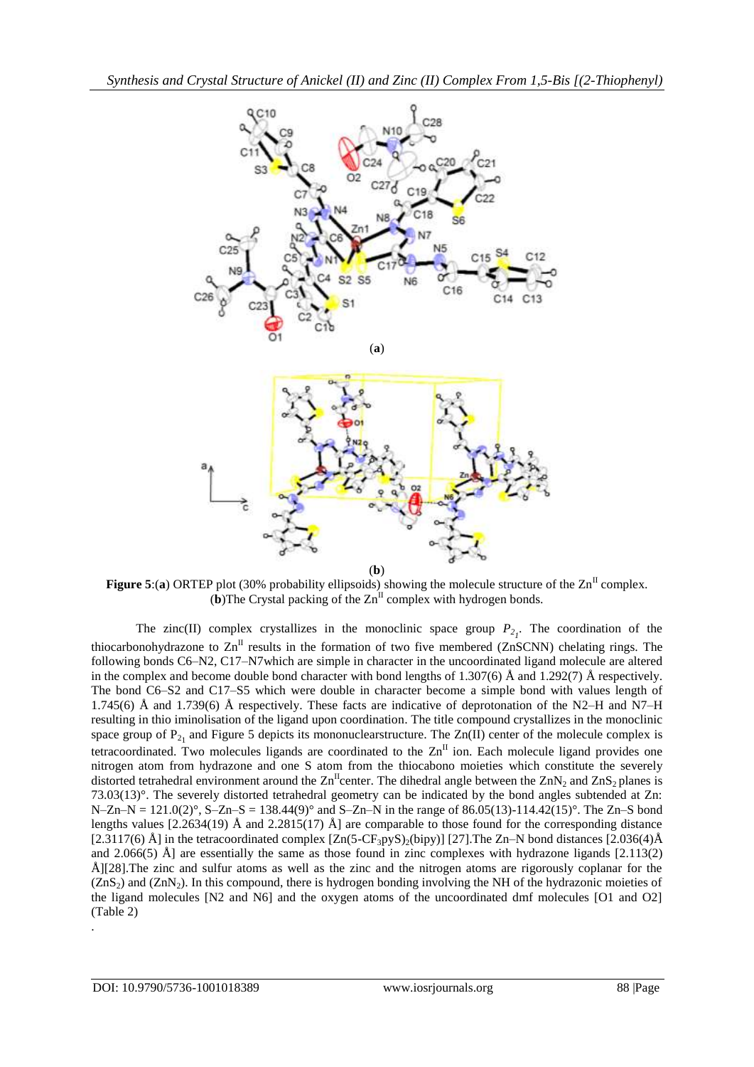(**a**)

(**b**)

**Figure 5**:(**a**) ORTEP plot (30% probability ellipsoids) showing the molecule structure of the $Zn^{II}$ complex. (**b**)The Crystal packing of the $Zn^{II}$ complex with hydrogen bonds.

The zinc(II) complex crystallizes in the monoclinic space group $P_{2_1}$. The coordination of the thiocarbonohydrazone to $Zn^{II}$ results in the formation of two five membered (ZnSCNN) chelating rings. The following bonds C6–N2, C17–N7which are simple in character in the uncoordinated ligand molecule are altered in the complex and become double bond character with bond lengths of 1.307(6) Å and 1.292(7) Å respectively. The bond C6–S2 and C17–S5 which were double in character become a simple bond with values length of 1.745(6) Å and 1.739(6) Å respectively. These facts are indicative of deprotonation of the N2–H and N7–H resulting in thio iminolisation of the ligand upon coordination. The title compound crystallizes in the monoclinic space group of $P_{2_1}$ and Figure 5 depicts its mononuclearstructure. The Zn(II) center of the molecule complex is tetracoordinated. Two molecules ligands are coordinated to the $Zn^{II}$ ion. Each molecule ligand provides one nitrogen atom from hydrazone and one S atom from the thiocabono moieties which constitute the severely distorted tetrahedral environment around the $Zn^{II}$center. The dihedral angle between the $ZnN_2$ and $ZnS_2$ planes is 73.03(13)°. The severely distorted tetrahedral geometry can be indicated by the bond angles subtended at Zn: N–Zn–N = 121.0(2)°, S–Zn–S = 138.44(9)° and S–Zn–N in the range of 86.05(13)-114.42(15)°. The Zn–S bond lengths values [2.2634(19) Å and 2.2815(17) Å] are comparable to those found for the corresponding distance [2.3117(6) Å] in the tetracoordinated complex [$Zn(5\text{-}CF_3pyS)_2$(bipy)] [27].The Zn–N bond distances [2.036(4)Å and 2.066(5) Å] are essentially the same as those found in zinc complexes with hydrazone ligands [2.113(2) Å][28].The zinc and sulfur atoms as well as the zinc and the nitrogen atoms are rigorously coplanar for the ($ZnS_2$) and ($ZnN_2$). In this compound, there is hydrogen bonding involving the NH of the hydrazonic moieties of the ligand molecules [N2 and N6] and the oxygen atoms of the uncoordinated dmf molecules [O1 and O2] (Table 2)

.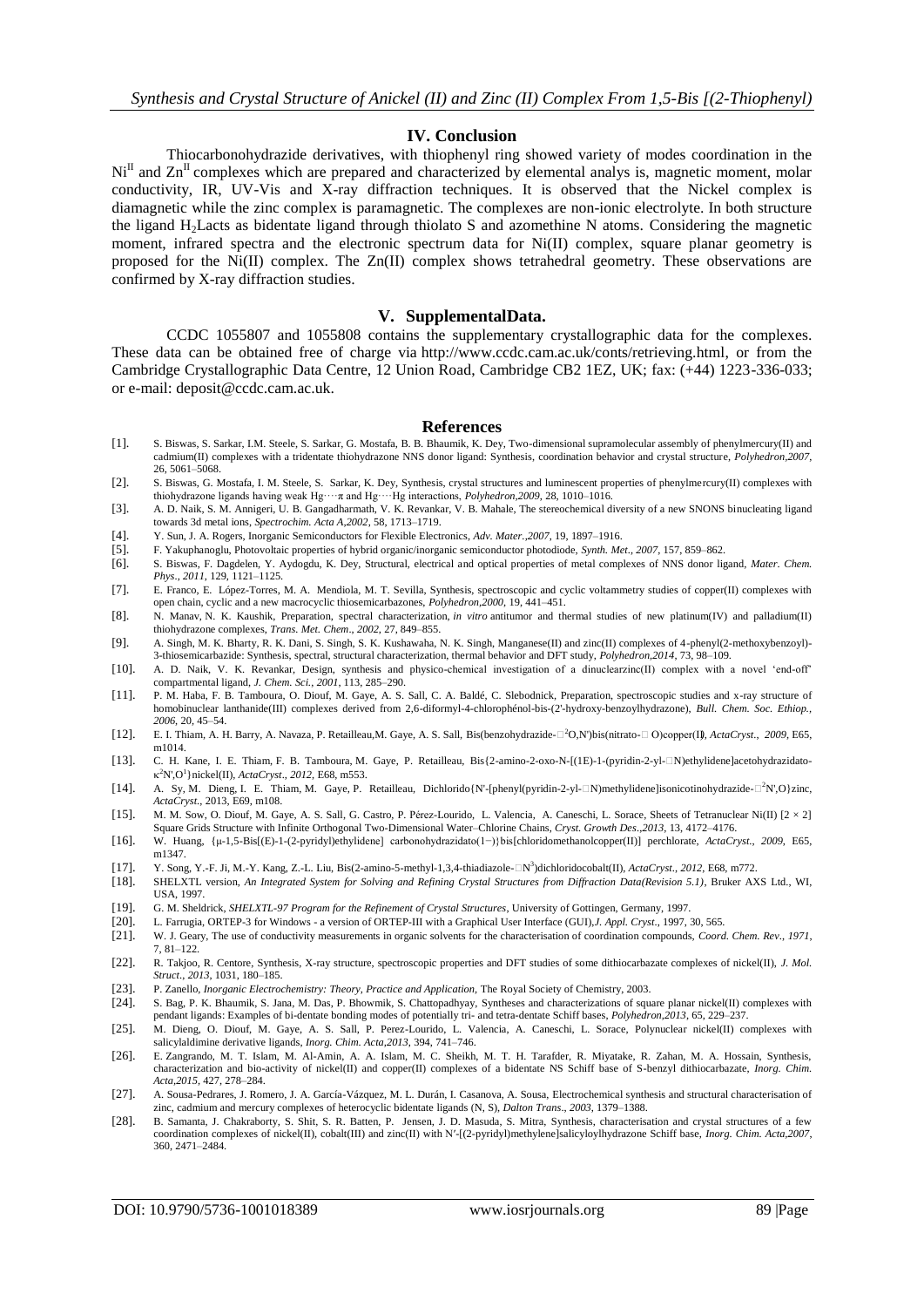## IV. Conclusion

Thiocarbonohydrazide derivatives, with thiophenyl ring showed variety of modes coordination in the $Ni^{II}$ and $Zn^{II}$ complexes which are prepared and characterized by elemental analys is, magnetic moment, molar conductivity, IR, UV-Vis and X-ray diffraction techniques. It is observed that the Nickel complex is diamagnetic while the zinc complex is paramagnetic. The complexes are non-ionic electrolyte. In both structure the ligand $H_2L$acts as bidentate ligand through thiolato S and azomethine N atoms. Considering the magnetic moment, infrared spectra and the electronic spectrum data for Ni(II) complex, square planar geometry is proposed for the Ni(II) complex. The Zn(II) complex shows tetrahedral geometry. These observations are confirmed by X-ray diffraction studies.

## V. SupplementalData.

CCDC 1055807 and 1055808 contains the supplementary crystallographic data for the complexes. These data can be obtained free of charge via http://www.ccdc.cam.ac.uk/conts/retrieving.html, or from the Cambridge Crystallographic Data Centre, 12 Union Road, Cambridge CB2 1EZ, UK; fax: (+44) 1223-336-033; or e-mail: deposit@ccdc.cam.ac.uk.

## References

[1]. S. Biswas, S. Sarkar, I.M. Steele, S. Sarkar, G. Mostafa, B. B. Bhaumik, K. Dey, Two-dimensional supramolecular assembly of phenylmercury(II) and cadmium(II) complexes with a tridentate thiohydrazone NNS donor ligand: Synthesis, coordination behavior and crystal structure, *Polyhedron,2007*, 26, 5061–5068.

[2]. S. Biswas, G. Mostafa, I. M. Steele, S. Sarkar, K. Dey, Synthesis, crystal structures and luminescent properties of phenylmercury(II) complexes with thiohydrazone ligands having weak Hg····π and Hg····Hg interactions, *Polyhedron,2009*, 28, 1010–1016.

[3]. A. D. Naik, S. M. Annigeri, U. B. Gangadharmath, V. K. Revankar, V. B. Mahale, The stereochemical diversity of a new SNONS binucleating ligand towards 3d metal ions, *Spectrochim. Acta A,2002*, 58, 1713–1719.

[4]. Y. Sun, J. A. Rogers, Inorganic Semiconductors for Flexible Electronics, *Adv. Mater.,2007*, 19, 1897–1916.

[5]. F. Yakuphanoglu, Photovoltaic properties of hybrid organic/inorganic semiconductor photodiode, *Synth. Met., 2007*, 157, 859–862.

[6]. S. Biswas, F. Dagdelen, Y. Aydogdu, K. Dey, Structural, electrical and optical properties of metal complexes of NNS donor ligand, *Mater. Chem. Phys., 2011*, 129, 1121–1125.

[7]. E. Franco, E. López-Torres, M. A. Mendiola, M. T. Sevilla, Synthesis, spectroscopic and cyclic voltammetry studies of copper(II) complexes with open chain, cyclic and a new macrocyclic thiosemicarbazones, *Polyhedron,2000*, 19, 441–451.

[8]. N. Manav, N. K. Kaushik, Preparation, spectral characterization, *in vitro* antitumor and thermal studies of new platinum(IV) and palladium(II) thiohydrazone complexes, *Trans. Met. Chem., 2002*, 27, 849–855.

[9]. A. Singh, M. K. Bharty, R. K. Dani, S. Singh, S. K. Kushawaha, N. K. Singh, Manganese(II) and zinc(II) complexes of 4-phenyl(2-methoxybenzoyl)-3-thiosemicarbazide: Synthesis, spectral, structural characterization, thermal behavior and DFT study, *Polyhedron,2014*, 73, 98–109.

[10]. A. D. Naik, V. K. Revankar, Design, synthesis and physico-chemical investigation of a dinuclearzinc(II) complex with a novel 'end-off' compartmental ligand, *J. Chem. Sci., 2001*, 113, 285–290.

[11]. P. M. Haba, F. B. Tamboura, O. Diouf, M. Gaye, A. S. Sall, C. A. Baldé, C. Slebodnick, Preparation, spectroscopic studies and x-ray structure of homobinuclear lanthanide(III) complexes derived from 2,6-diformyl-4-chlorophénol-bis-(2'-hydroxy-benzoylhydrazone), *Bull. Chem. Soc. Ethiop., 2006*, 20, 45–54.

[12]. E. I. Thiam, A. H. Barry, A. Navaza, P. Retailleau,M. Gaye, A. S. Sall, Bis(benzohydrazide-□$^2$O,N')bis(nitrato-□ O)copper(II), *ActaCryst., 2009*, E65, m1014.

[13]. C. H. Kane, I. E. Thiam, F. B. Tamboura, M. Gaye, P. Retailleau, Bis{2-amino-2-oxo-N-[(1E)-1-(pyridin-2-yl-□N)ethylidene]acetohydrazidato-κ$^2$N',O$^1$}nickel(II), *ActaCryst., 2012*, E68, m553.

[14]. A. Sy, M. Dieng, I. E. Thiam, M. Gaye, P. Retailleau, Dichlorido{N'-[phenyl(pyridin-2-yl-□N)methylidene]isonicotinohydrazide-□$^2$N',O}zinc, *ActaCryst.*, 2013, E69, m108.

[15]. M. M. Sow, O. Diouf, M. Gaye, A. S. Sall, G. Castro, P. Pérez-Lourido, L. Valencia, A. Caneschi, L. Sorace, Sheets of Tetranuclear Ni(II) [2 × 2] Square Grids Structure with Infinite Orthogonal Two-Dimensional Water–Chlorine Chains, *Cryst. Growth Des.,2013*, 13, 4172–4176.

[16]. W. Huang, {μ-1,5-Bis[(E)-1-(2-pyridyl)ethylidene] carbonohydrazidato(1−)}bis[chloridomethanolcopper(II)] perchlorate, *ActaCryst., 2009*, E65, m1347.

[17]. Y. Song, Y.-F. Ji, M.-Y. Kang, Z.-L. Liu, Bis(2-amino-5-methyl-1,3,4-thiadiazole-□N$^3$)dichloridocobalt(II), *ActaCryst., 2012*, E68, m772.

[18]. SHELXTL version, *An Integrated System for Solving and Refining Crystal Structures from Diffraction Data(Revision 5.1)*, Bruker AXS Ltd., WI, USA, 1997.

[19]. G. M. Sheldrick, *SHELXTL-97 Program for the Refinement of Crystal Structures*, University of Gottingen, Germany, 1997.

[20]. L. Farrugia, ORTEP-3 for Windows - a version of ORTEP-III with a Graphical User Interface (GUI),*J. Appl. Cryst.*, 1997, 30, 565.

[21]. W. J. Geary, The use of conductivity measurements in organic solvents for the characterisation of coordination compounds, *Coord. Chem. Rev., 1971*, 7, 81–122.

[22]. R. Takjoo, R. Centore, Synthesis, X-ray structure, spectroscopic properties and DFT studies of some dithiocarbazate complexes of nickel(II), *J. Mol. Struct., 2013*, 1031, 180–185.

[23]. P. Zanello, *Inorganic Electrochemistry: Theory, Practice and Application*, The Royal Society of Chemistry, 2003.

[24]. S. Bag, P. K. Bhaumik, S. Jana, M. Das, P. Bhowmik, S. Chattopadhyay, Syntheses and characterizations of square planar nickel(II) complexes with pendant ligands: Examples of bi-dentate bonding modes of potentially tri- and tetra-dentate Schiff bases, *Polyhedron,2013*, 65, 229–237.

[25]. M. Dieng, O. Diouf, M. Gaye, A. S. Sall, P. Perez-Lourido, L. Valencia, A. Caneschi, L. Sorace, Polynuclear nickel(II) complexes with salicylaldimine derivative ligands, *Inorg. Chim. Acta,2013*, 394, 741–746.

[26]. E. Zangrando, M. T. Islam, M. Al-Amin, A. A. Islam, M. C. Sheikh, M. T. H. Tarafder, R. Miyatake, R. Zahan, M. A. Hossain, Synthesis, characterization and bio-activity of nickel(II) and copper(II) complexes of a bidentate NS Schiff base of S-benzyl dithiocarbazate, *Inorg. Chim. Acta,2015*, 427, 278–284.

[27]. A. Sousa-Pedrares, J. Romero, J. A. García-Vázquez, M. L. Durán, I. Casanova, A. Sousa, Electrochemical synthesis and structural characterisation of zinc, cadmium and mercury complexes of heterocyclic bidentate ligands (N, S), *Dalton Trans., 2003*, 1379–1388.

[28]. B. Samanta, J. Chakraborty, S. Shit, S. R. Batten, P. Jensen, J. D. Masuda, S. Mitra, Synthesis, characterisation and crystal structures of a few coordination complexes of nickel(II), cobalt(III) and zinc(II) with N′-[(2-pyridyl)methylene]salicyloylhydrazone Schiff base, *Inorg. Chim. Acta,2007*, 360, 2471–2484.